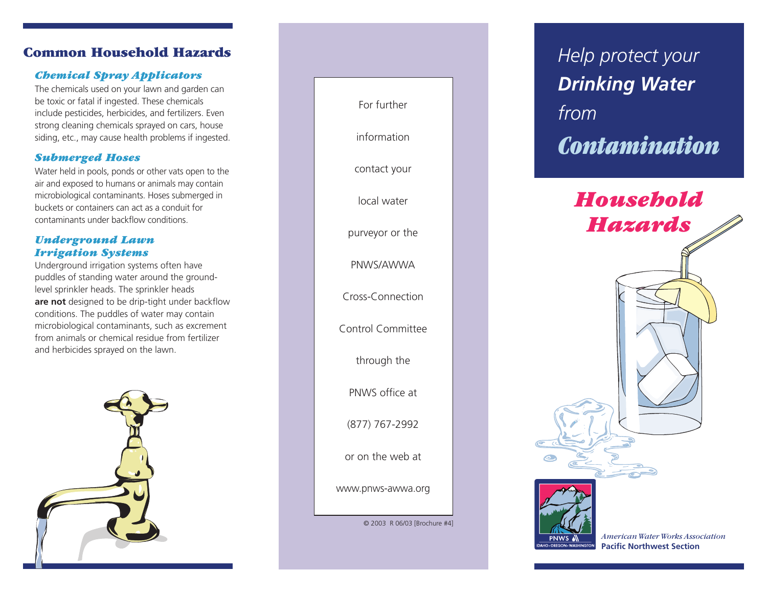## Common Household Hazards

### *Chemical Spray Applicators*

The chemicals used on your lawn and garden can be toxic or fatal if ingested. These chemicals include pesticides, herbicides, and fertilizers. Even strong cleaning chemicals sprayed on cars, house siding, etc., may cause health problems if ingested.

### *Submerged Hoses*

Water held in pools, ponds or other vats open to the air and exposed to humans or animals may contain microbiological contaminants. Hoses submerged in buckets or containers can act as a conduit for contaminants under backflow conditions.

### *Underground Lawn Irrigation Systems*

Underground irrigation systems often have puddles of standing water around the ground-level sprinkler heads. The sprinkler heads **are not** designed to be drip-tight under backflow conditions. The puddles of water may contain microbiological contaminants, such as excrement from animals or chemical residue from fertilizer and herbicides sprayed on the lawn.

For further information contact your local water purveyor or the PNWS/AWWA Cross-Connection Control Committee through the PNWS office at (877) 767-2992 or on the web at www.pnws-awwa.org

© 2003 R 06/03 [Brochure #4]

# *Help protect your **Drinking Water** from Contamination*

## *Household Hazards*

PNWS IDAHO • OREGON • WASHINGTON

*American Water Works Association*
**Pacific Northwest Section**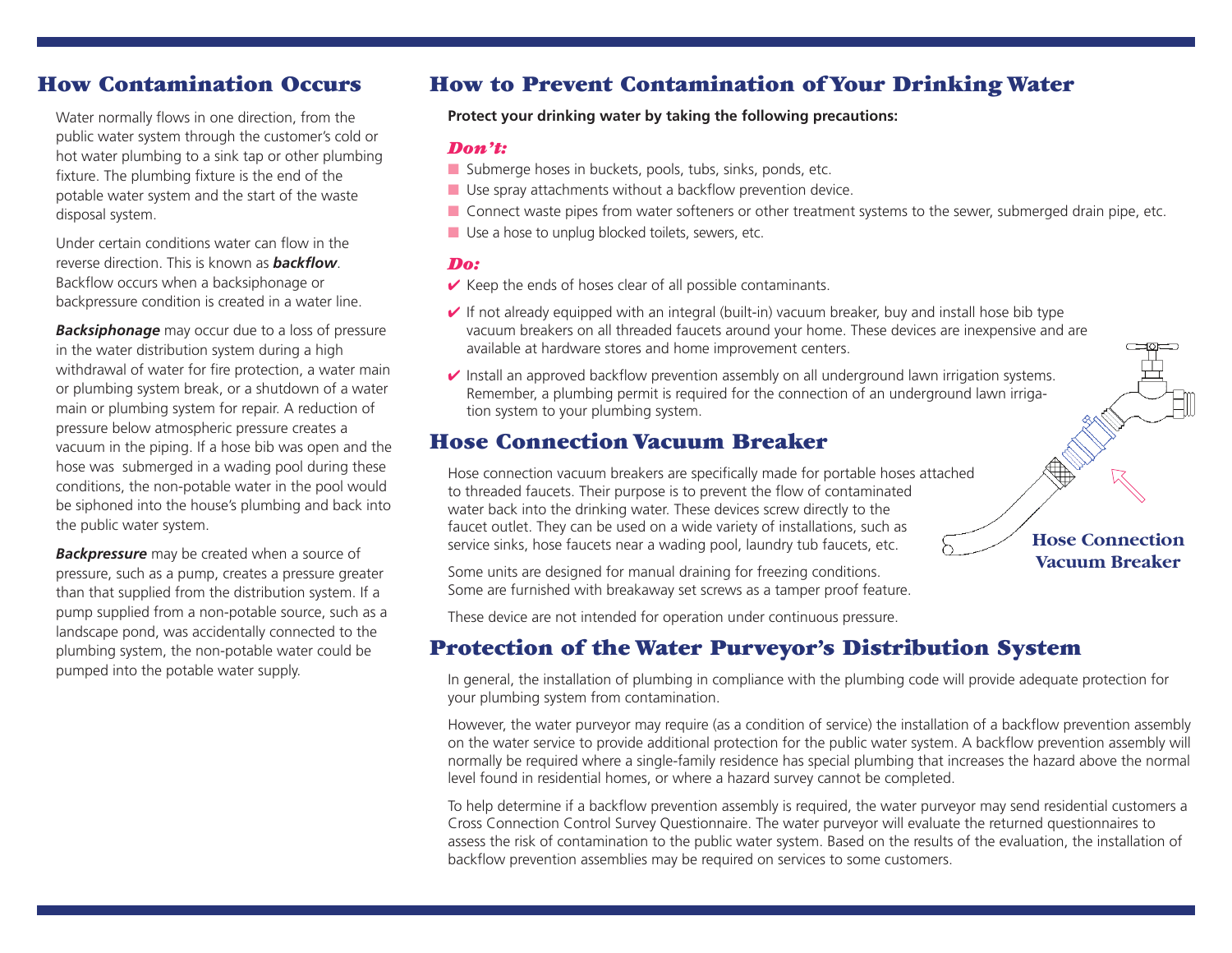## How Contamination Occurs

Water normally flows in one direction, from the public water system through the customer's cold or hot water plumbing to a sink tap or other plumbing fixture. The plumbing fixture is the end of the potable water system and the start of the waste disposal system.

Under certain conditions water can flow in the reverse direction. This is known as ***backflow***. Backflow occurs when a backsiphonage or backpressure condition is created in a water line.

***Backsiphonage*** may occur due to a loss of pressure in the water distribution system during a high withdrawal of water for fire protection, a water main or plumbing system break, or a shutdown of a water main or plumbing system for repair. A reduction of pressure below atmospheric pressure creates a vacuum in the piping. If a hose bib was open and the hose was submerged in a wading pool during these conditions, the non-potable water in the pool would be siphoned into the house's plumbing and back into the public water system.

***Backpressure*** may be created when a source of pressure, such as a pump, creates a pressure greater than that supplied from the distribution system. If a pump supplied from a non-potable source, such as a landscape pond, was accidentally connected to the plumbing system, the non-potable water could be pumped into the potable water supply.

## How to Prevent Contamination of Your Drinking Water

**Protect your drinking water by taking the following precautions:**

***Don't:***

- Submerge hoses in buckets, pools, tubs, sinks, ponds, etc.
- Use spray attachments without a backflow prevention device.
- Connect waste pipes from water softeners or other treatment systems to the sewer, submerged drain pipe, etc.
- Use a hose to unplug blocked toilets, sewers, etc.

***Do:***

- ✔ Keep the ends of hoses clear of all possible contaminants.
- ✔ If not already equipped with an integral (built-in) vacuum breaker, buy and install hose bib type vacuum breakers on all threaded faucets around your home. These devices are inexpensive and are available at hardware stores and home improvement centers.
- ✔ Install an approved backflow prevention assembly on all underground lawn irrigation systems. Remember, a plumbing permit is required for the connection of an underground lawn irrigation system to your plumbing system.

## Hose Connection Vacuum Breaker

Hose connection vacuum breakers are specifically made for portable hoses attached to threaded faucets. Their purpose is to prevent the flow of contaminated water back into the drinking water. These devices screw directly to the faucet outlet. They can be used on a wide variety of installations, such as service sinks, hose faucets near a wading pool, laundry tub faucets, etc.

Some units are designed for manual draining for freezing conditions. Some are furnished with breakaway set screws as a tamper proof feature.

These device are not intended for operation under continuous pressure.

**Hose Connection Vacuum Breaker**

## Protection of the Water Purveyor's Distribution System

In general, the installation of plumbing in compliance with the plumbing code will provide adequate protection for your plumbing system from contamination.

However, the water purveyor may require (as a condition of service) the installation of a backflow prevention assembly on the water service to provide additional protection for the public water system. A backflow prevention assembly will normally be required where a single-family residence has special plumbing that increases the hazard above the normal level found in residential homes, or where a hazard survey cannot be completed.

To help determine if a backflow prevention assembly is required, the water purveyor may send residential customers a Cross Connection Control Survey Questionnaire. The water purveyor will evaluate the returned questionnaires to assess the risk of contamination to the public water system. Based on the results of the evaluation, the installation of backflow prevention assemblies may be required on services to some customers.